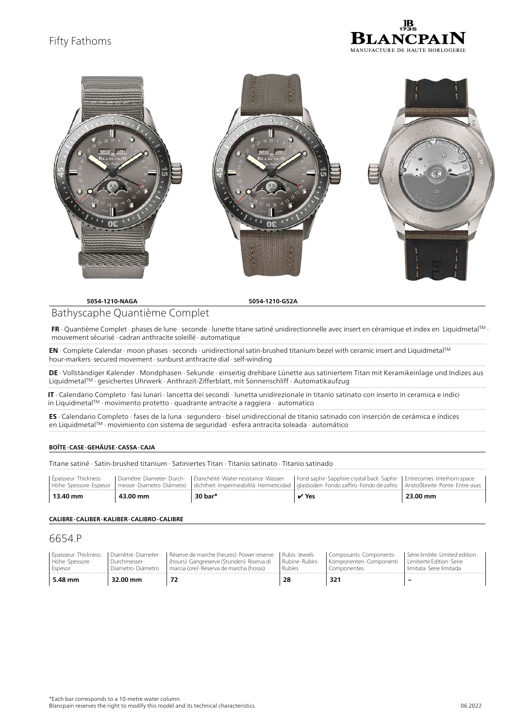Fifty Fathoms

**5054-1210-NAGA** **5054-1210-G52A**

## Bathyscaphe Quantième Complet

**FR** · Quantième Complet · phases de lune · seconde · lunette titane satiné unidirectionnelle avec insert en céramique et index en Liquidmetal™ · mouvement sécurisé · cadran anthracite soleillé · automatique

**EN** · Complete Calendar · moon phases · seconds · unidirectional satin-brushed titanium bezel with ceramic insert and Liquidmetal™ hour-markers· secured movement · sunburst anthracite dial · self-winding

**DE** · Vollständiger Kalender · Mondphasen · Sekunde · einseitig drehbare Lünette aus satiniertem Titan mit Keramikeinlage und Indizes aus Liquidmetal™ · gesichertes Uhrwerk · Anthrazit-Zifferblatt, mit Sonnenschliff · Automatikaufzug

**IT** · Calendario Completo · fasi lunari · lancetta dei secondi · lunetta unidirezionale in titanio satinato con inserto in ceramica e indici in Liquidmetal™ · movimento protetto · quadrante antracite a raggiera · automatico

**ES** · Calendario Completo · fases de la luna · segundero · bisel unidireccional de titanio satinado con inserción de cerámica e índices en Liquidmetal™ · movimiento con sistema de seguridad · esfera antracita soleada · automático

**BOÎTE · CASE · GEHÄUSE · CASSA · CAJA**

Titane satiné · Satin-brushed titanium · Satiniertes Titan · Titanio satinato · Titanio satinado

| Épaisseur · Thickness · Höhe · Spessore · Espesor | Diamètre · Diameter · Durchmesser · Diametro · Diámetro | Étanchéité · Water-resistance · Wasserdichtheit · Impermeabilità · Hermeticidad | Fond saphir · Sapphire crystal back · Saphirglasboden · Fondo zaffiro · Fondo de zafiro | Entrecornes · Interhorn space · Anstoßbreite · Ponte · Entre-asas |
|---|---|---|---|---|
| **13.40 mm** | **43.00 mm** | **30 bar*** | **✔ Yes** | **23.00 mm** |

**CALIBRE · CALIBER · KALIBER · CALIBRO · CALIBRE**

## 6654.P

| Épaisseur · Thickness · Höhe · Spessore · Espesor | Diamètre · Diameter · Durchmesser · Diametro · Diámetro | Réserve de marche (heures) · Power-reserve (hours) · Gangreserve (Stunden) · Riserva di marcia (ore) · Reserva de marcha (horas) | Rubis · Jewels · Rubine · Rubini · Rubíes | Composants · Components · Komponenten · Componenti · Componentes | Série limitée · Limited edition · Limitierte Edition · Serie limitata · Serie limitada |
|---|---|---|---|---|---|
| **5.48 mm** | **32.00 mm** | **72** | **28** | **321** | **–** |

*Each bar corresponds to a 10-metre water column.
Blancpain reserves the right to modify this model and its technical characteristics.

06.2022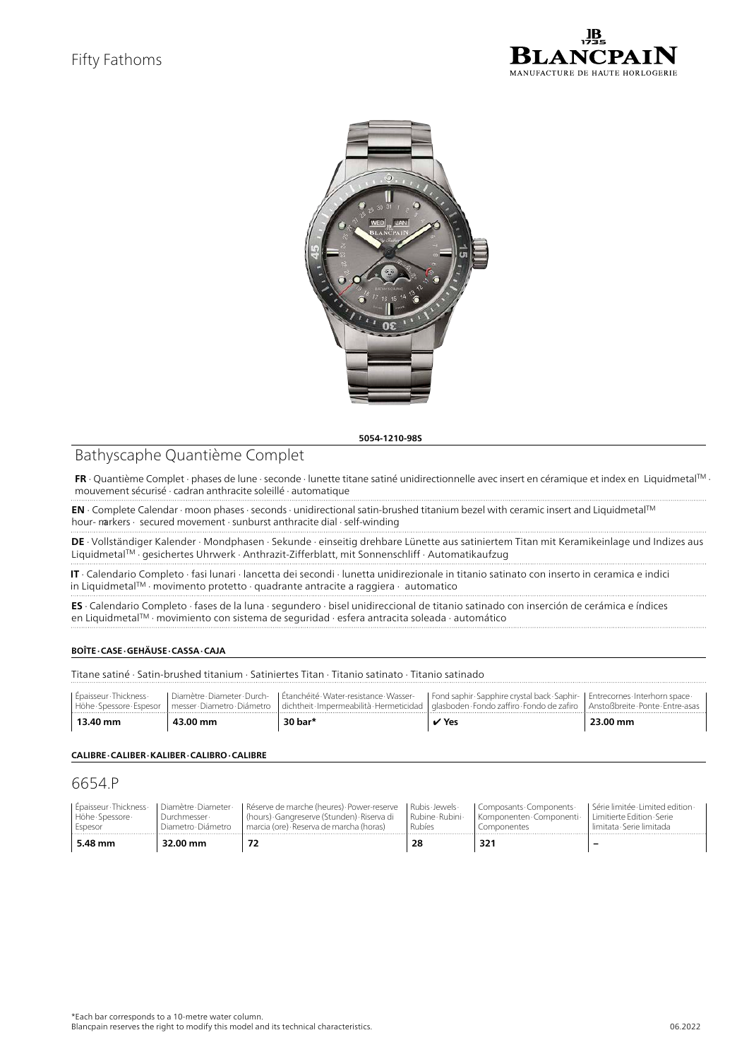Fifty Fathoms

**5054-1210-98S**

## Bathyscaphe Quantième Complet

**FR** · Quantième Complet · phases de lune · seconde · lunette titane satiné unidirectionnelle avec insert en céramique et index en Liquidmetal™ · mouvement sécurisé · cadran anthracite soleillé · automatique

**EN** · Complete Calendar · moon phases · seconds · unidirectional satin-brushed titanium bezel with ceramic insert and Liquidmetal™ hour-markers · secured movement · sunburst anthracite dial · self-winding

**DE** · Vollständiger Kalender · Mondphasen · Sekunde · einseitig drehbare Lünette aus satiniertem Titan mit Keramikeinlage und Indizes aus Liquidmetal™ · gesichertes Uhrwerk · Anthrazit-Zifferblatt, mit Sonnenschliff · Automatikaufzug

**IT** · Calendario Completo · fasi lunari · lancetta dei secondi · lunetta unidirezionale in titanio satinato con inserto in ceramica e indici in Liquidmetal™ · movimento protetto · quadrante antracite a raggiera · automatico

**ES** · Calendario Completo · fases de la luna · segundero · bisel unidireccional de titanio satinado con inserción de cerámica e índices en Liquidmetal™ · movimiento con sistema de seguridad · esfera antracita soleada · automático

**BOÎTE · CASE · GEHÄUSE · CASSA · CAJA**

Titane satiné · Satin-brushed titanium · Satiniertes Titan · Titanio satinato · Titanio satinado

| Épaisseur · Thickness · Höhe · Spessore · Espesor | Diamètre · Diameter · Durchmesser · Diametro · Diámetro | Étanchéité · Water-resistance · Wasserdichtheit · Impermeabilità · Hermeticidad | Fond saphir · Sapphire crystal back · Saphirglasboden · Fondo zaffiro · Fondo de zafiro | Entrecornes · Interhorn space · Anstoßbreite · Ponte · Entre-asas |
|---|---|---|---|---|
| **13.40 mm** | **43.00 mm** | **30 bar*** | **✔ Yes** | **23.00 mm** |

**CALIBRE · CALIBER · KALIBER · CALIBRO · CALIBRE**

## 6654.P

| Épaisseur · Thickness · Höhe · Spessore · Espesor | Diamètre · Diameter · Durchmesser · Diametro · Diámetro | Réserve de marche (heures) · Power-reserve (hours) · Gangreserve (Stunden) · Riserva di marcia (ore) · Reserva de marcha (horas) | Rubis · Jewels · Rubine · Rubini · Rubíes | Composants · Components · Komponenten · Componenti · Componentes | Série limitée · Limited edition · Limitierte Edition · Serie limitata · Serie limitada |
|---|---|---|---|---|---|
| **5.48 mm** | **32.00 mm** | **72** | **28** | **321** | **–** |

*Each bar corresponds to a 10-metre water column.
Blancpain reserves the right to modify this model and its technical characteristics.

06.2022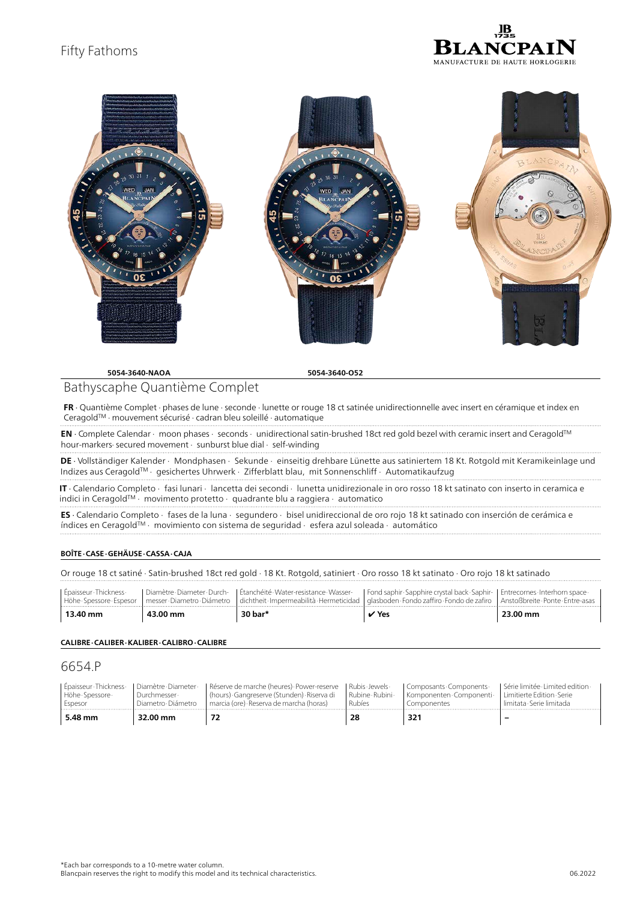Fifty Fathoms

BLANCPAIN
MANUFACTURE DE HAUTE HORLOGERIE

**5054-3640-NAOA** **5054-3640-O52**

# Bathyscaphe Quantième Complet

**FR** · Quantième Complet · phases de lune · seconde · lunette or rouge 18 ct satinée unidirectionnelle avec insert en céramique et index en Ceragold™ · mouvement sécurisé · cadran bleu soleillé · automatique

**EN** · Complete Calendar · moon phases · seconds · unidirectional satin-brushed 18ct red gold bezel with ceramic insert and Ceragold™ hour-markers· secured movement · sunburst blue dial · self-winding

**DE** · Vollständiger Kalender · Mondphasen · Sekunde · einseitig drehbare Lünette aus satiniertem 18 Kt. Rotgold mit Keramikeinlage und Indizes aus Ceragold™ · gesichertes Uhrwerk · Zifferblatt blau, mit Sonnenschliff · Automatikaufzug

**IT** · Calendario Completo · fasi lunari · lancetta dei secondi · lunetta unidirezionale in oro rosso 18 kt satinato con inserto in ceramica e indici in Ceragold™ · movimento protetto · quadrante blu a raggiera · automatico

**ES** · Calendario Completo · fases de la luna · segundero · bisel unidireccional de oro rojo 18 kt satinado con inserción de cerámica e índices en Ceragold™ · movimiento con sistema de seguridad · esfera azul soleada · automático

**BOÎTE · CASE · GEHÄUSE · CASSA · CAJA**

Or rouge 18 ct satiné · Satin-brushed 18ct red gold · 18 Kt. Rotgold, satiniert · Oro rosso 18 kt satinato · Oro rojo 18 kt satinado

| Épaisseur · Thickness · Höhe · Spessore · Espesor | Diamètre · Diameter · Durchmesser · Diametro · Diámetro | Étanchéité · Water-resistance · Wasserdichtheit · Impermeabilità · Hermeticidad | Fond saphir · Sapphire crystal back · Saphirglasboden · Fondo zaffiro · Fondo de zafiro | Entrecornes · Interhorn space · Anstoßbreite · Ponte · Entre-asas |
|---|---|---|---|---|
| **13.40 mm** | **43.00 mm** | **30 bar*** | **✔ Yes** | **23.00 mm** |

**CALIBRE · CALIBER · KALIBER · CALIBRO · CALIBRE**

## 6654.P

| Épaisseur · Thickness · Höhe · Spessore · Espesor | Diamètre · Diameter · Durchmesser · Diametro · Diámetro | Réserve de marche (heures) · Power-reserve (hours) · Gangreserve (Stunden) · Riserva di marcia (ore) · Reserva de marcha (horas) | Rubis · Jewels · Rubine · Rubini · Rubíes | Composants · Components · Komponenten · Componenti · Componentes | Série limitée · Limited edition · Limitierte Edition · Serie limitata · Serie limitada |
|---|---|---|---|---|---|
| **5.48 mm** | **32.00 mm** | **72** | **28** | **321** | **–** |

*Each bar corresponds to a 10-metre water column.
Blancpain reserves the right to modify this model and its technical characteristics.

06.2022